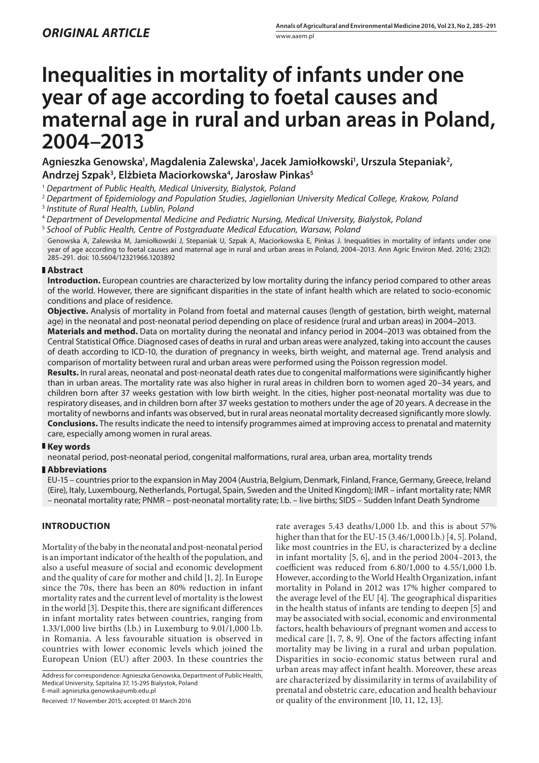*ORIGINAL ARTICLE*

# Inequalities in mortality of infants under one year of age according to foetal causes and maternal age in rural and urban areas in Poland, 2004–2013

**Agnieszka Genowska[1], Magdalenia Zalewska[1], Jacek Jamiołkowski[1], Urszula Stepaniak[2], Andrzej Szpak[3], Elżbieta Maciorkowska[4], Jarosław Pinkas[5]**

[1] *Department of Public Health, Medical University, Bialystok, Poland*
[2] *Department of Epidemiology and Population Studies, Jagiellonian University Medical College, Krakow, Poland*
[3] *Institute of Rural Health, Lublin, Poland*
[4] *Department of Developmental Medicine and Pediatric Nursing, Medical University, Bialystok, Poland*
[5] *School of Public Health, Centre of Postgraduate Medical Education, Warsaw, Poland*

Genowska A, Zalewska M, Jamiołkowski J, Stepaniak U, Szpak A, Maciorkowska E, Pinkas J. Inequalities in mortality of infants under one year of age according to foetal causes and maternal age in rural and urban areas in Poland, 2004–2013. Ann Agric Environ Med. 2016; 23(2): 285–291. doi: 10.5604/12321966.1203892

## Abstract

**Introduction.** European countries are characterized by low mortality during the infancy period compared to other areas of the world. However, there are significant disparities in the state of infant health which are related to socio-economic conditions and place of residence.

**Objective.** Analysis of mortality in Poland from foetal and maternal causes (length of gestation, birth weight, maternal age) in the neonatal and post-neonatal period depending on place of residence (rural and urban areas) in 2004–2013.

**Materials and method.** Data on mortality during the neonatal and infancy period in 2004–2013 was obtained from the Central Statistical Office. Diagnosed cases of deaths in rural and urban areas were analyzed, taking into account the causes of death according to ICD-10, the duration of pregnancy in weeks, birth weight, and maternal age. Trend analysis and comparison of mortality between rural and urban areas were performed using the Poisson regression model.

**Results.** In rural areas, neonatal and post-neonatal death rates due to congenital malformations were siginificantly higher than in urban areas. The mortality rate was also higher in rural areas in children born to women aged 20–34 years, and children born after 37 weeks gestation with low birth weight. In the cities, higher post-neonatal mortality was due to respiratory diseases, and in children born after 37 weeks gestation to mothers under the age of 20 years. A decrease in the mortality of newborns and infants was observed, but in rural areas neonatal mortality decreased significantly more slowly.

**Conclusions.** The results indicate the need to intensify programmes aimed at improving access to prenatal and maternity care, especially among women in rural areas.

## Key words

neonatal period, post-neonatal period, congenital malformations, rural area, urban area, mortality trends

## Abbreviations

EU-15 – countries prior to the expansion in May 2004 (Austria, Belgium, Denmark, Finland, France, Germany, Greece, Ireland (Eire), Italy, Luxembourg, Netherlands, Portugal, Spain, Sweden and the United Kingdom); IMR – infant mortality rate; NMR – neonatal mortality rate; PNMR – post-neonatal mortality rate; l.b. – live births; SIDS – Sudden Infant Death Syndrome

## INTRODUCTION

Mortality of the baby in the neonatal and post-neonatal period is an important indicator of the health of the population, and also a useful measure of social and economic development and the quality of care for mother and child [1, 2]. In Europe since the 70s, there has been an 80% reduction in infant mortality rates and the current level of mortality is the lowest in the world [3]. Despite this, there are significant differences in infant mortality rates between countries, ranging from 1.33/1,000 live births (l.b.) in Luxemburg to 9.01/1,000 l.b. in Romania. A less favourable situation is observed in countries with lower economic levels which joined the European Union (EU) after 2003. In these countries the rate averages 5.43 deaths/1,000 l.b. and this is about 57% higher than that for the EU-15 (3.46/1,000 l.b.) [4, 5]. Poland, like most countries in the EU, is characterized by a decline in infant mortality [5, 6], and in the period 2004–2013, the coefficient was reduced from 6.80/1,000 to 4.55/1,000 l.b. However, according to the World Health Organization, infant mortality in Poland in 2012 was 17% higher compared to the average level of the EU [4]. The geographical disparities in the health status of infants are tending to deepen [5] and may be associated with social, economic and environmental factors, health behaviours of pregnant women and access to medical care [1, 7, 8, 9]. One of the factors affecting infant mortality may be living in a rural and urban population. Disparities in socio-economic status between rural and urban areas may affect infant health. Moreover, these areas are characterized by dissimilarity in terms of availability of prenatal and obstetric care, education and health behaviour or quality of the environment [10, 11, 12, 13].

Address for correspondence: Agnieszka Genowska, Department of Public Health, Medical University, Szpitalna 37, 15-295 Bialystok, Poland
E-mail: agnieszka.genowska@umb.edu.pl

Received: 17 November 2015; accepted: 01 March 2016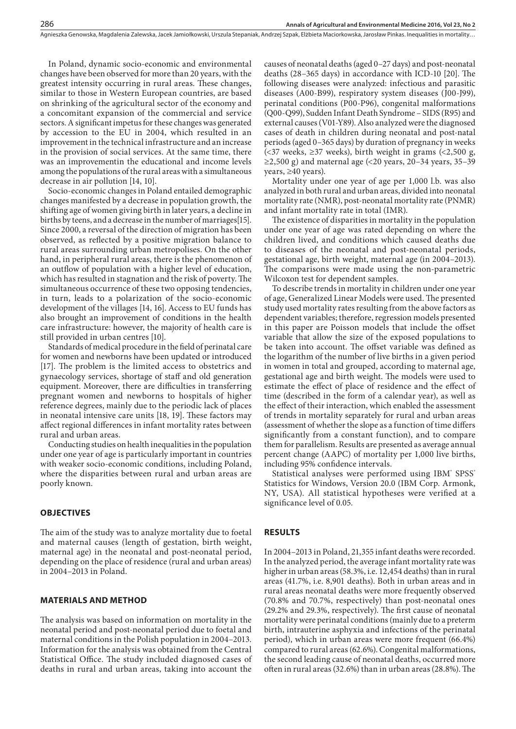In Poland, dynamic socio-economic and environmental changes have been observed for more than 20 years, with the greatest intensity occurring in rural areas. These changes, similar to those in Western European countries, are based on shrinking of the agricultural sector of the economy and a concomitant expansion of the commercial and service sectors. A significant impetus for these changes was generated by accession to the EU in 2004, which resulted in an improvement in the technical infrastructure and an increase in the provision of social services. At the same time, there was an improvementin the educational and income levels among the populations of the rural areas with a simultaneous decrease in air pollution [14, 10].

Socio-economic changes in Poland entailed demographic changes manifested by a decrease in population growth, the shifting age of women giving birth in later years, a decline in births by teens, and a decrease in the number of marriages[15]. Since 2000, a reversal of the direction of migration has been observed, as reflected by a positive migration balance to rural areas surrounding urban metropolises. On the other hand, in peripheral rural areas, there is the phenomenon of an outflow of population with a higher level of education, which has resulted in stagnation and the risk of poverty. The simultaneous occurrence of these two opposing tendencies, in turn, leads to a polarization of the socio-economic development of the villages [14, 16]. Access to EU funds has also brought an improvement of conditions in the health care infrastructure: however, the majority of health care is still provided in urban centres [10].

Standards of medical procedure in the field of perinatal care for women and newborns have been updated or introduced [17]. The problem is the limited access to obstetrics and gynaecology services, shortage of staff and old generation equipment. Moreover, there are difficulties in transferring pregnant women and newborns to hospitals of higher reference degrees, mainly due to the periodic lack of places in neonatal intensive care units [18, 19]. These factors may affect regional differences in infant mortality rates between rural and urban areas.

Conducting studies on health inequalities in the population under one year of age is particularly important in countries with weaker socio-economic conditions, including Poland, where the disparities between rural and urban areas are poorly known.

## OBJECTIVES

The aim of the study was to analyze mortality due to foetal and maternal causes (length of gestation, birth weight, maternal age) in the neonatal and post-neonatal period, depending on the place of residence (rural and urban areas) in 2004–2013 in Poland.

## MATERIALS AND METHOD

The analysis was based on information on mortality in the neonatal period and post-neonatal period due to foetal and maternal conditions in the Polish population in 2004–2013. Information for the analysis was obtained from the Central Statistical Office. The study included diagnosed cases of deaths in rural and urban areas, taking into account the causes of neonatal deaths (aged 0–27 days) and post-neonatal deaths (28–365 days) in accordance with ICD-10 [20]. The following diseases were analyzed: infectious and parasitic diseases (A00-B99), respiratory system diseases (J00-J99), perinatal conditions (P00-P96), congenital malformations (Q00-Q99), Sudden Infant Death Syndrome – SIDS (R95) and external causes (V01-Y89). Also analyzed were the diagnosed cases of death in children during neonatal and post-natal periods (aged 0–365 days) by duration of pregnancy in weeks (<37 weeks, ≥37 weeks), birth weight in grams (<2,500 g, ≥2,500 g) and maternal age (<20 years, 20–34 years, 35–39 years, ≥40 years).

Mortality under one year of age per 1,000 l.b. was also analyzed in both rural and urban areas, divided into neonatal mortality rate (NMR), post-neonatal mortality rate (PNMR) and infant mortality rate in total (IMR).

The existence of disparities in mortality in the population under one year of age was rated depending on where the children lived, and conditions which caused deaths due to diseases of the neonatal and post-neonatal periods, gestational age, birth weight, maternal age (in 2004–2013). The comparisons were made using the non-parametric Wilcoxon test for dependent samples.

To describe trends in mortality in children under one year of age, Generalized Linear Models were used. The presented study used mortality rates resulting from the above factors as dependent variables; therefore, regression models presented in this paper are Poisson models that include the offset variable that allow the size of the exposed populations to be taken into account. The offset variable was defined as the logarithm of the number of live births in a given period in women in total and grouped, according to maternal age, gestational age and birth weight. The models were used to estimate the effect of place of residence and the effect of time (described in the form of a calendar year), as well as the effect of their interaction, which enabled the assessment of trends in mortality separately for rural and urban areas (assessment of whether the slope as a function of time differs significantly from a constant function), and to compare them for parallelism. Results are presented as average annual percent change (AAPC) of mortality per 1,000 live births, including 95% confidence intervals.

Statistical analyses were performed using IBM® SPSS® Statistics for Windows, Version 20.0 (IBM Corp. Armonk, NY, USA). All statistical hypotheses were verified at a significance level of 0.05.

## RESULTS

In 2004–2013 in Poland, 21,355 infant deaths were recorded. In the analyzed period, the average infant mortality rate was higher in urban areas (58.3%, i.e. 12,454 deaths) than in rural areas (41.7%, i.e. 8,901 deaths). Both in urban areas and in rural areas neonatal deaths were more frequently observed (70.8% and 70.7%, respectively) than post-neonatal ones (29.2% and 29.3%, respectively). The first cause of neonatal mortality were perinatal conditions (mainly due to a preterm birth, intrauterine asphyxia and infections of the perinatal period), which in urban areas were more frequent (66.4%) compared to rural areas (62.6%). Congenital malformations, the second leading cause of neonatal deaths, occurred more often in rural areas (32.6%) than in urban areas (28.8%). The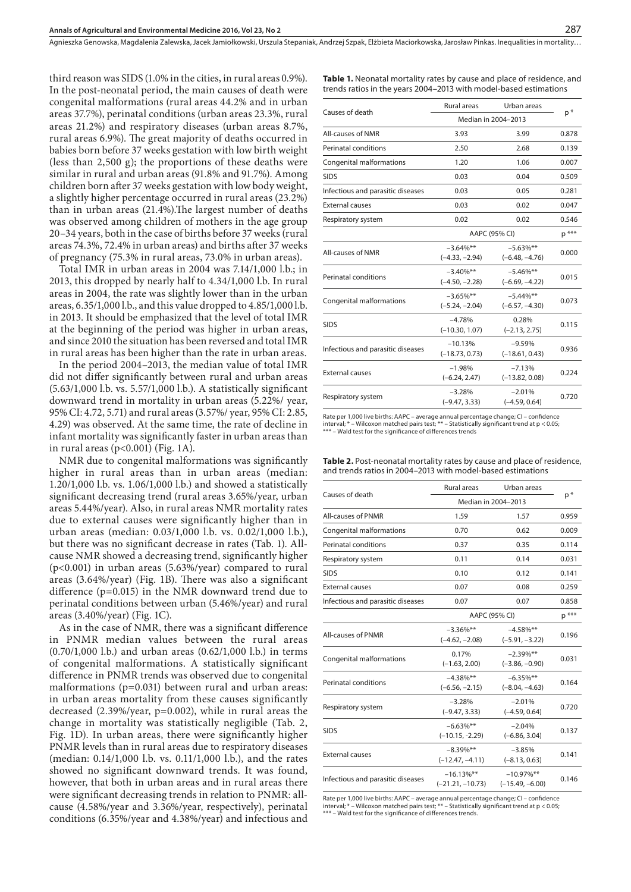third reason was SIDS (1.0% in the cities, in rural areas 0.9%). In the post-neonatal period, the main causes of death were congenital malformations (rural areas 44.2% and in urban areas 37.7%), perinatal conditions (urban areas 23.3%, rural areas 21.2%) and respiratory diseases (urban areas 8.7%, rural areas 6.9%). The great majority of deaths occurred in babies born before 37 weeks gestation with low birth weight (less than 2,500 g); the proportions of these deaths were similar in rural and urban areas (91.8% and 91.7%). Among children born after 37 weeks gestation with low body weight, a slightly higher percentage occurred in rural areas (23.2%) than in urban areas (21.4%).The largest number of deaths was observed among children of mothers in the age group 20–34 years, both in the case of births before 37 weeks (rural areas 74.3%, 72.4% in urban areas) and births after 37 weeks of pregnancy (75.3% in rural areas, 73.0% in urban areas).

Total IMR in urban areas in 2004 was 7.14/1,000 l.b.; in 2013, this dropped by nearly half to 4.34/1,000 l.b. In rural areas in 2004, the rate was slightly lower than in the urban areas, 6.35/1,000 l.b., and this value dropped to 4.85/1,000 l.b. in 2013. It should be emphasized that the level of total IMR at the beginning of the period was higher in urban areas, and since 2010 the situation has been reversed and total IMR in rural areas has been higher than the rate in urban areas.

In the period 2004–2013, the median value of total IMR did not differ significantly between rural and urban areas (5.63/1,000 l.b. vs. 5.57/1,000 l.b.). A statistically significant downward trend in mortality in urban areas (5.22%/ year, 95% CI: 4.72, 5.71) and rural areas (3.57%/ year, 95% CI: 2.85, 4.29) was observed. At the same time, the rate of decline in infant mortality was significantly faster in urban areas than in rural areas (p<0.001) (Fig. 1A).

NMR due to congenital malformations was significantly higher in rural areas than in urban areas (median: 1.20/1,000 l.b. vs. 1.06/1,000 l.b.) and showed a statistically significant decreasing trend (rural areas 3.65%/year, urban areas 5.44%/year). Also, in rural areas NMR mortality rates due to external causes were significantly higher than in urban areas (median: 0.03/1,000 l.b. vs. 0.02/1,000 l.b.), but there was no significant decrease in rates (Tab. 1). All-cause NMR showed a decreasing trend, significantly higher (p<0.001) in urban areas (5.63%/year) compared to rural areas (3.64%/year) (Fig. 1B). There was also a significant difference (p=0.015) in the NMR downward trend due to perinatal conditions between urban (5.46%/year) and rural areas (3.40%/year) (Fig. 1C).

As in the case of NMR, there was a significant difference in PNMR median values between the rural areas (0.70/1,000 l.b.) and urban areas (0.62/1,000 l.b.) in terms of congenital malformations. A statistically significant difference in PNMR trends was observed due to congenital malformations (p=0.031) between rural and urban areas: in urban areas mortality from these causes significantly decreased (2.39%/year, p=0.002), while in rural areas the change in mortality was statistically negligible (Tab. 2, Fig. 1D). In urban areas, there were significantly higher PNMR levels than in rural areas due to respiratory diseases (median: 0.14/1,000 l.b. vs. 0.11/1,000 l.b.), and the rates showed no significant downward trends. It was found, however, that both in urban areas and in rural areas there were significant decreasing trends in relation to PNMR: all-cause (4.58%/year and 3.36%/year, respectively), perinatal conditions (6.35%/year and 4.38%/year) and infectious and

**Table 1.** Neonatal mortality rates by cause and place of residence, and trends ratios in the years 2004–2013 with model-based estimations

| Causes of death | Rural areas | Urban areas | p * |
|---|---|---|---|
| | Median in 2004–2013 | | |
| All-causes of NMR | 3.93 | 3.99 | 0.878 |
| Perinatal conditions | 2.50 | 2.68 | 0.139 |
| Congenital malformations | 1.20 | 1.06 | 0.007 |
| SIDS | 0.03 | 0.04 | 0.509 |
| Infectious and parasitic diseases | 0.03 | 0.05 | 0.281 |
| External causes | 0.03 | 0.02 | 0.047 |
| Respiratory system | 0.02 | 0.02 | 0.546 |
| | AAPC (95% CI) | | p *** |
| All-causes of NMR | −3.64%** (−4.33, −2.94) | −5.63%** (−6.48, −4.76) | 0.000 |
| Perinatal conditions | −3.40%** (−4.50, −2.28) | −5.46%** (−6.69, −4.22) | 0.015 |
| Congenital malformations | −3.65%** (−5.24, −2.04) | −5.44%** (−6.57, −4.30) | 0.073 |
| SIDS | −4.78% (−10.30, 1.07) | 0.28% (−2.13, 2.75) | 0.115 |
| Infectious and parasitic diseases | −10.13% (−18.73, 0.73) | −9.59% (−18.61, 0.43) | 0.936 |
| External causes | −1.98% (−6.24, 2.47) | −7.13% (−13.82, 0.08) | 0.224 |
| Respiratory system | −3.28% (−9.47, 3.33) | −2.01% (−4.59, 0.64) | 0.720 |

Rate per 1,000 live births: AAPC – average annual percentage change; CI – confidence interval; * – Wilcoxon matched pairs test; ** – Statistically significant trend at p < 0.05; *** – Wald test for the significance of differences trends

**Table 2.** Post-neonatal mortality rates by cause and place of residence, and trends ratios in 2004–2013 with model-based estimations

| Causes of death | Rural areas | Urban areas | p * |
|---|---|---|---|
| | Median in 2004–2013 | | |
| All-causes of PNMR | 1.59 | 1.57 | 0.959 |
| Congenital malformations | 0.70 | 0.62 | 0.009 |
| Perinatal conditions | 0.37 | 0.35 | 0.114 |
| Respiratory system | 0.11 | 0.14 | 0.031 |
| SIDS | 0.10 | 0.12 | 0.141 |
| External causes | 0.07 | 0.08 | 0.259 |
| Infectious and parasitic diseases | 0.07 | 0.07 | 0.858 |
| | AAPC (95% CI) | | p *** |
| All-causes of PNMR | −3.36%** (−4.62, −2.08) | −4.58%** (−5.91, −3.22) | 0.196 |
| Congenital malformations | 0.17% (−1.63, 2.00) | −2.39%** (−3.86, −0.90) | 0.031 |
| Perinatal conditions | −4.38%** (−6.56, −2.15) | −6.35%** (−8.04, −4.63) | 0.164 |
| Respiratory system | −3.28% (−9.47, 3.33) | −2.01% (−4.59, 0.64) | 0.720 |
| SIDS | −6.63%** (−10.15, -2.29) | −2.04% (−6.86, 3.04) | 0.137 |
| External causes | −8.39%** (−12.47, −4.11) | −3.85% (−8.13, 0.63) | 0.141 |
| Infectious and parasitic diseases | −16.13%** (−21.21, −10.73) | −10.97%** (−15.49, −6.00) | 0.146 |

Rate per 1,000 live births: AAPC – average annual percentage change; CI – confidence interval; * – Wilcoxon matched pairs test; ** – Statistically significant trend at p < 0.05; *** – Wald test for the significance of differences trends.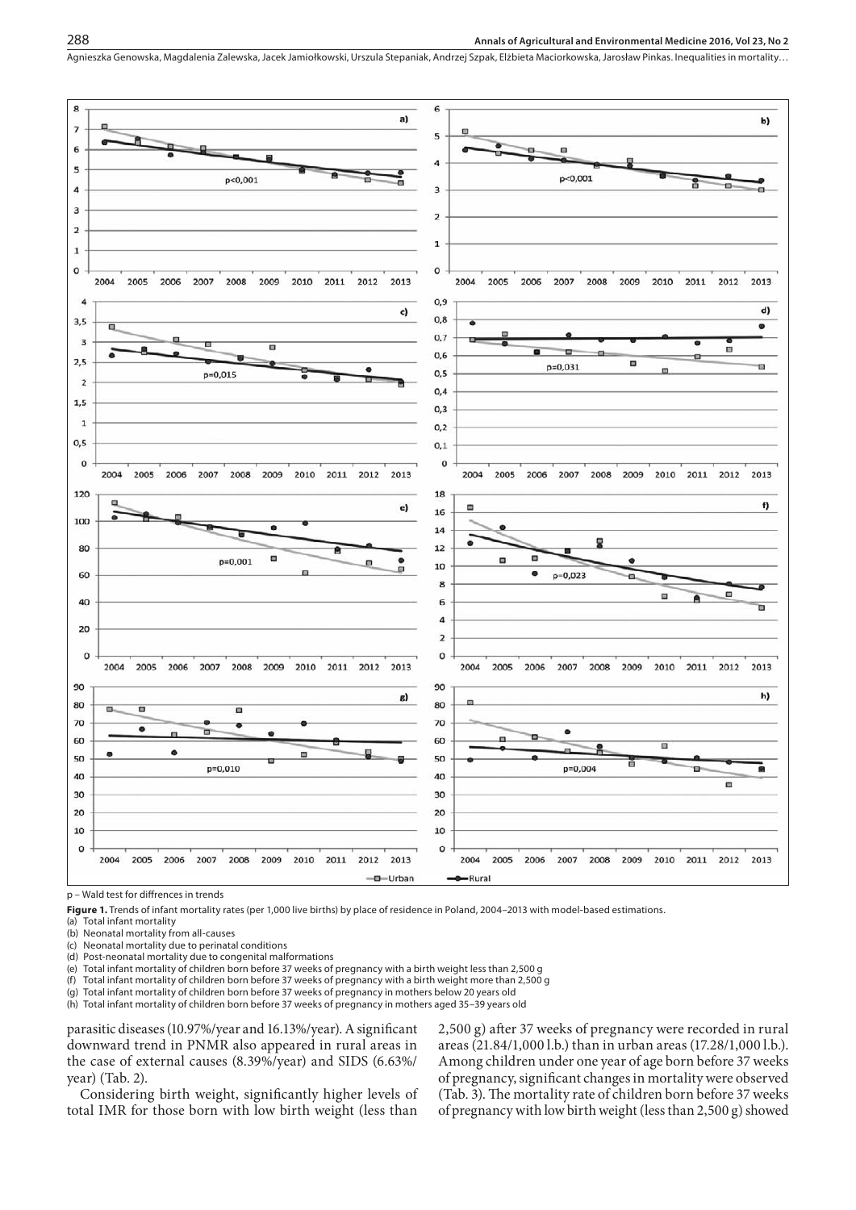p – Wald test for diffrences in trends

**Figure 1.** Trends of infant mortality rates (per 1,000 live births) by place of residence in Poland, 2004–2013 with model-based estimations.
(a) Total infant mortality
(b) Neonatal mortality from all-causes
(c) Neonatal mortality due to perinatal conditions
(d) Post-neonatal mortality due to congenital malformations
(e) Total infant mortality of children born before 37 weeks of pregnancy with a birth weight less than 2,500 g
(f) Total infant mortality of children born before 37 weeks of pregnancy with a birth weight more than 2,500 g
(g) Total infant mortality of children born before 37 weeks of pregnancy in mothers below 20 years old
(h) Total infant mortality of children born before 37 weeks of pregnancy in mothers aged 35–39 years old

parasitic diseases (10.97%/year and 16.13%/year). A significant downward trend in PNMR also appeared in rural areas in the case of external causes (8.39%/year) and SIDS (6.63%/year) (Tab. 2).

Considering birth weight, significantly higher levels of total IMR for those born with low birth weight (less than 2,500 g) after 37 weeks of pregnancy were recorded in rural areas (21.84/1,000 l.b.) than in urban areas (17.28/1,000 l.b.). Among children under one year of age born before 37 weeks of pregnancy, significant changes in mortality were observed (Tab. 3). The mortality rate of children born before 37 weeks of pregnancy with low birth weight (less than 2,500 g) showed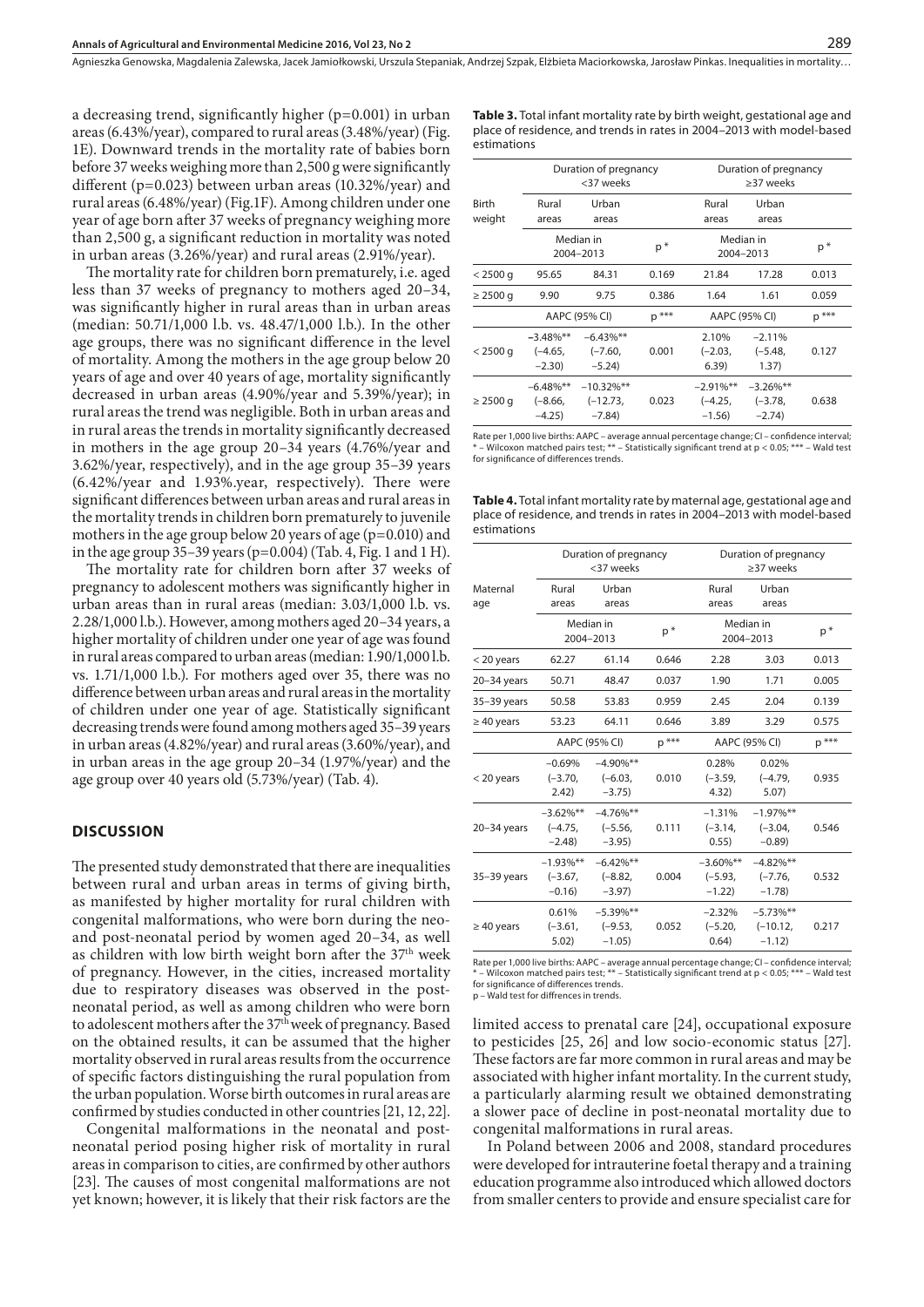a decreasing trend, significantly higher (p=0.001) in urban areas (6.43%/year), compared to rural areas (3.48%/year) (Fig. 1E). Downward trends in the mortality rate of babies born before 37 weeks weighing more than 2,500 g were significantly different (p=0.023) between urban areas (10.32%/year) and rural areas (6.48%/year) (Fig.1F). Among children under one year of age born after 37 weeks of pregnancy weighing more than 2,500 g, a significant reduction in mortality was noted in urban areas (3.26%/year) and rural areas (2.91%/year).

The mortality rate for children born prematurely, i.e. aged less than 37 weeks of pregnancy to mothers aged 20–34, was significantly higher in rural areas than in urban areas (median: 50.71/1,000 l.b. vs. 48.47/1,000 l.b.). In the other age groups, there was no significant difference in the level of mortality. Among the mothers in the age group below 20 years of age and over 40 years of age, mortality significantly decreased in urban areas (4.90%/year and 5.39%/year); in rural areas the trend was negligible. Both in urban areas and in rural areas the trends in mortality significantly decreased in mothers in the age group 20–34 years (4.76%/year and 3.62%/year, respectively), and in the age group 35–39 years (6.42%/year and 1.93%.year, respectively). There were significant differences between urban areas and rural areas in the mortality trends in children born prematurely to juvenile mothers in the age group below 20 years of age (p=0.010) and in the age group 35–39 years (p=0.004) (Tab. 4, Fig. 1 and 1 H).

The mortality rate for children born after 37 weeks of pregnancy to adolescent mothers was significantly higher in urban areas than in rural areas (median: 3.03/1,000 l.b. vs. 2.28/1,000 l.b.). However, among mothers aged 20–34 years, a higher mortality of children under one year of age was found in rural areas compared to urban areas (median: 1.90/1,000 l.b. vs. 1.71/1,000 l.b.). For mothers aged over 35, there was no difference between urban areas and rural areas in the mortality of children under one year of age. Statistically significant decreasing trends were found among mothers aged 35–39 years in urban areas (4.82%/year) and rural areas (3.60%/year), and in urban areas in the age group 20–34 (1.97%/year) and the age group over 40 years old (5.73%/year) (Tab. 4).

## DISCUSSION

The presented study demonstrated that there are inequalities between rural and urban areas in terms of giving birth, as manifested by higher mortality for rural children with congenital malformations, who were born during the neo- and post-neonatal period by women aged 20–34, as well as children with low birth weight born after the 37th week of pregnancy. However, in the cities, increased mortality due to respiratory diseases was observed in the post-neonatal period, as well as among children who were born to adolescent mothers after the 37th week of pregnancy. Based on the obtained results, it can be assumed that the higher mortality observed in rural areas results from the occurrence of specific factors distinguishing the rural population from the urban population. Worse birth outcomes in rural areas are confirmed by studies conducted in other countries [21, 12, 22].

Congenital malformations in the neonatal and post-neonatal period posing higher risk of mortality in rural areas in comparison to cities, are confirmed by other authors [23]. The causes of most congenital malformations are not yet known; however, it is likely that their risk factors are the limited access to prenatal care [24], occupational exposure to pesticides [25, 26] and low socio-economic status [27]. These factors are far more common in rural areas and may be associated with higher infant mortality. In the current study, a particularly alarming result we obtained demonstrating a slower pace of decline in post-neonatal mortality due to congenital malformations in rural areas.

In Poland between 2006 and 2008, standard procedures were developed for intrauterine foetal therapy and a training education programme also introduced which allowed doctors from smaller centers to provide and ensure specialist care for

**Table 3.** Total infant mortality rate by birth weight, gestational age and place of residence, and trends in rates in 2004–2013 with model-based estimations

| Birth weight | Duration of pregnancy <37 weeks | | | Duration of pregnancy ≥37 weeks | | |
|---|---|---|---|---|---|---|
| | Rural areas | Urban areas | | Rural areas | Urban areas | |
| | Median in 2004–2013 | | p * | Median in 2004–2013 | | p * |
| < 2500 g | 95.65 | 84.31 | 0.169 | 21.84 | 17.28 | 0.013 |
| ≥ 2500 g | 9.90 | 9.75 | 0.386 | 1.64 | 1.61 | 0.059 |
| | AAPC (95% CI) | | p *** | AAPC (95% CI) | | p *** |
| < 2500 g | −3.48%** (−4.65, −2.30) | −6.43%** (−7.60, −5.24) | 0.001 | 2.10% (−2.03, 6.39) | −2.11% (−5.48, 1.37) | 0.127 |
| ≥ 2500 g | −6.48%** (−8.66, −4.25) | −10.32%** (−12.73, −7.84) | 0.023 | −2.91%** (−4.25, −1.56) | −3.26%** (−3.78, −2.74) | 0.638 |

Rate per 1,000 live births: AAPC – average annual percentage change; CI – confidence interval; * – Wilcoxon matched pairs test; ** – Statistically significant trend at p < 0.05; *** – Wald test for significance of differences trends.

**Table 4.** Total infant mortality rate by maternal age, gestational age and place of residence, and trends in rates in 2004–2013 with model-based estimations

| Maternal age | Duration of pregnancy <37 weeks | | | Duration of pregnancy ≥37 weeks | | |
|---|---|---|---|---|---|---|
| | Rural areas | Urban areas | | Rural areas | Urban areas | |
| | Median in 2004–2013 | | p * | Median in 2004–2013 | | p * |
| < 20 years | 62.27 | 61.14 | 0.646 | 2.28 | 3.03 | 0.013 |
| 20–34 years | 50.71 | 48.47 | 0.037 | 1.90 | 1.71 | 0.005 |
| 35–39 years | 50.58 | 53.83 | 0.959 | 2.45 | 2.04 | 0.139 |
| ≥ 40 years | 53.23 | 64.11 | 0.646 | 3.89 | 3.29 | 0.575 |
| | AAPC (95% CI) | | p *** | AAPC (95% CI) | | p *** |
| < 20 years | −0.69% (−3.70, 2.42) | −4.90%** (−6.03, −3.75) | 0.010 | 0.28% (−3.59, 4.32) | 0.02% (−4.79, 5.07) | 0.935 |
| 20–34 years | −3.62%** (−4.75, −2.48) | −4.76%** (−5.56, −3.95) | 0.111 | −1.31% (−3.14, 0.55) | −1.97%** (−3.04, −0.89) | 0.546 |
| 35–39 years | −1.93%** (−3.67, −0.16) | −6.42%** (−8.82, −3.97) | 0.004 | −3.60%** (−5.93, −1.22) | −4.82%** (−7.76, −1.78) | 0.532 |
| ≥ 40 years | 0.61% (−3.61, 5.02) | −5.39%** (−9.53, −1.05) | 0.052 | −2.32% (−5.20, 0.64) | −5.73%** (−10.12, −1.12) | 0.217 |

Rate per 1,000 live births: AAPC – average annual percentage change; CI – confidence interval; * – Wilcoxon matched pairs test; ** – Statistically significant trend at p < 0.05; *** – Wald test for significance of differences trends.
p – Wald test for diffrences in trends.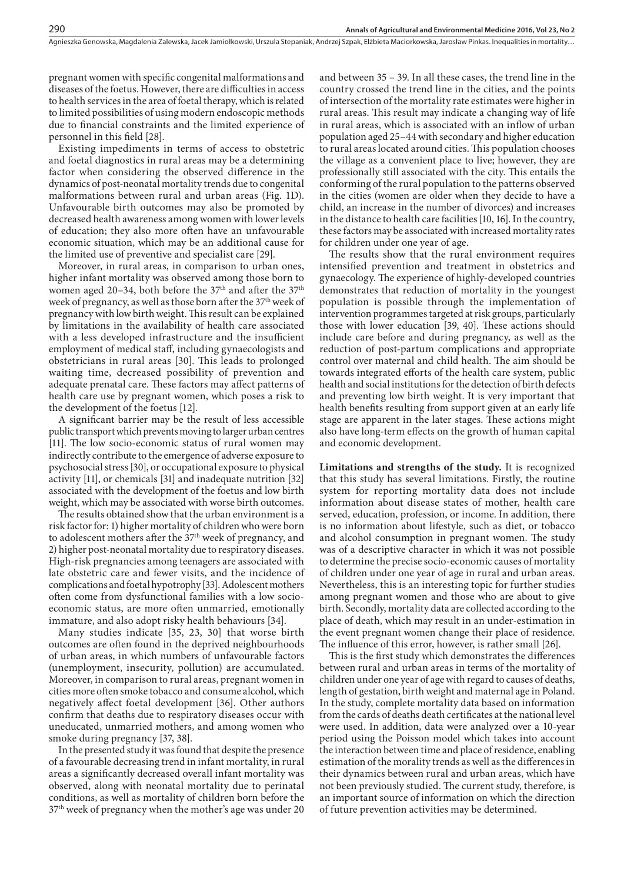pregnant women with specific congenital malformations and diseases of the foetus. However, there are difficulties in access to health services in the area of foetal therapy, which is related to limited possibilities of using modern endoscopic methods due to financial constraints and the limited experience of personnel in this field [28].

Existing impediments in terms of access to obstetric and foetal diagnostics in rural areas may be a determining factor when considering the observed difference in the dynamics of post-neonatal mortality trends due to congenital malformations between rural and urban areas (Fig. 1D). Unfavourable birth outcomes may also be promoted by decreased health awareness among women with lower levels of education; they also more often have an unfavourable economic situation, which may be an additional cause for the limited use of preventive and specialist care [29].

Moreover, in rural areas, in comparison to urban ones, higher infant mortality was observed among those born to women aged 20–34, both before the 37[th] and after the 37[th] week of pregnancy, as well as those born after the 37[th] week of pregnancy with low birth weight. This result can be explained by limitations in the availability of health care associated with a less developed infrastructure and the insufficient employment of medical staff, including gynaecologists and obstetricians in rural areas [30]. This leads to prolonged waiting time, decreased possibility of prevention and adequate prenatal care. These factors may affect patterns of health care use by pregnant women, which poses a risk to the development of the foetus [12].

A significant barrier may be the result of less accessible public transport which prevents moving to larger urban centres [11]. The low socio-economic status of rural women may indirectly contribute to the emergence of adverse exposure to psychosocial stress [30], or occupational exposure to physical activity [11], or chemicals [31] and inadequate nutrition [32] associated with the development of the foetus and low birth weight, which may be associated with worse birth outcomes.

The results obtained show that the urban environment is a risk factor for: 1) higher mortality of children who were born to adolescent mothers after the 37[th] week of pregnancy, and 2) higher post-neonatal mortality due to respiratory diseases. High-risk pregnancies among teenagers are associated with late obstetric care and fewer visits, and the incidence of complications and foetal hypotrophy [33]. Adolescent mothers often come from dysfunctional families with a low socio-economic status, are more often unmarried, emotionally immature, and also adopt risky health behaviours [34].

Many studies indicate [35, 23, 30] that worse birth outcomes are often found in the deprived neighbourhoods of urban areas, in which numbers of unfavourable factors (unemployment, insecurity, pollution) are accumulated. Moreover, in comparison to rural areas, pregnant women in cities more often smoke tobacco and consume alcohol, which negatively affect foetal development [36]. Other authors confirm that deaths due to respiratory diseases occur with uneducated, unmarried mothers, and among women who smoke during pregnancy [37, 38].

In the presented study it was found that despite the presence of a favourable decreasing trend in infant mortality, in rural areas a significantly decreased overall infant mortality was observed, along with neonatal mortality due to perinatal conditions, as well as mortality of children born before the 37[th] week of pregnancy when the mother's age was under 20 and between 35 – 39. In all these cases, the trend line in the country crossed the trend line in the cities, and the points of intersection of the mortality rate estimates were higher in rural areas. This result may indicate a changing way of life in rural areas, which is associated with an inflow of urban population aged 25–44 with secondary and higher education to rural areas located around cities. This population chooses the village as a convenient place to live; however, they are professionally still associated with the city. This entails the conforming of the rural population to the patterns observed in the cities (women are older when they decide to have a child, an increase in the number of divorces) and increases in the distance to health care facilities [10, 16]. In the country, these factors may be associated with increased mortality rates for children under one year of age.

The results show that the rural environment requires intensified prevention and treatment in obstetrics and gynaecology. The experience of highly-developed countries demonstrates that reduction of mortality in the youngest population is possible through the implementation of intervention programmes targeted at risk groups, particularly those with lower education [39, 40]. These actions should include care before and during pregnancy, as well as the reduction of post-partum complications and appropriate control over maternal and child health. The aim should be towards integrated efforts of the health care system, public health and social institutions for the detection of birth defects and preventing low birth weight. It is very important that health benefits resulting from support given at an early life stage are apparent in the later stages. These actions might also have long-term effects on the growth of human capital and economic development.

**Limitations and strengths of the study.** It is recognized that this study has several limitations. Firstly, the routine system for reporting mortality data does not include information about disease states of mother, health care served, education, profession, or income. In addition, there is no information about lifestyle, such as diet, or tobacco and alcohol consumption in pregnant women. The study was of a descriptive character in which it was not possible to determine the precise socio-economic causes of mortality of children under one year of age in rural and urban areas. Nevertheless, this is an interesting topic for further studies among pregnant women and those who are about to give birth. Secondly, mortality data are collected according to the place of death, which may result in an under-estimation in the event pregnant women change their place of residence. The influence of this error, however, is rather small [26].

This is the first study which demonstrates the differences between rural and urban areas in terms of the mortality of children under one year of age with regard to causes of deaths, length of gestation, birth weight and maternal age in Poland. In the study, complete mortality data based on information from the cards of deaths death certificates at the national level were used. In addition, data were analyzed over a 10-year period using the Poisson model which takes into account the interaction between time and place of residence, enabling estimation of the morality trends as well as the differences in their dynamics between rural and urban areas, which have not been previously studied. The current study, therefore, is an important source of information on which the direction of future prevention activities may be determined.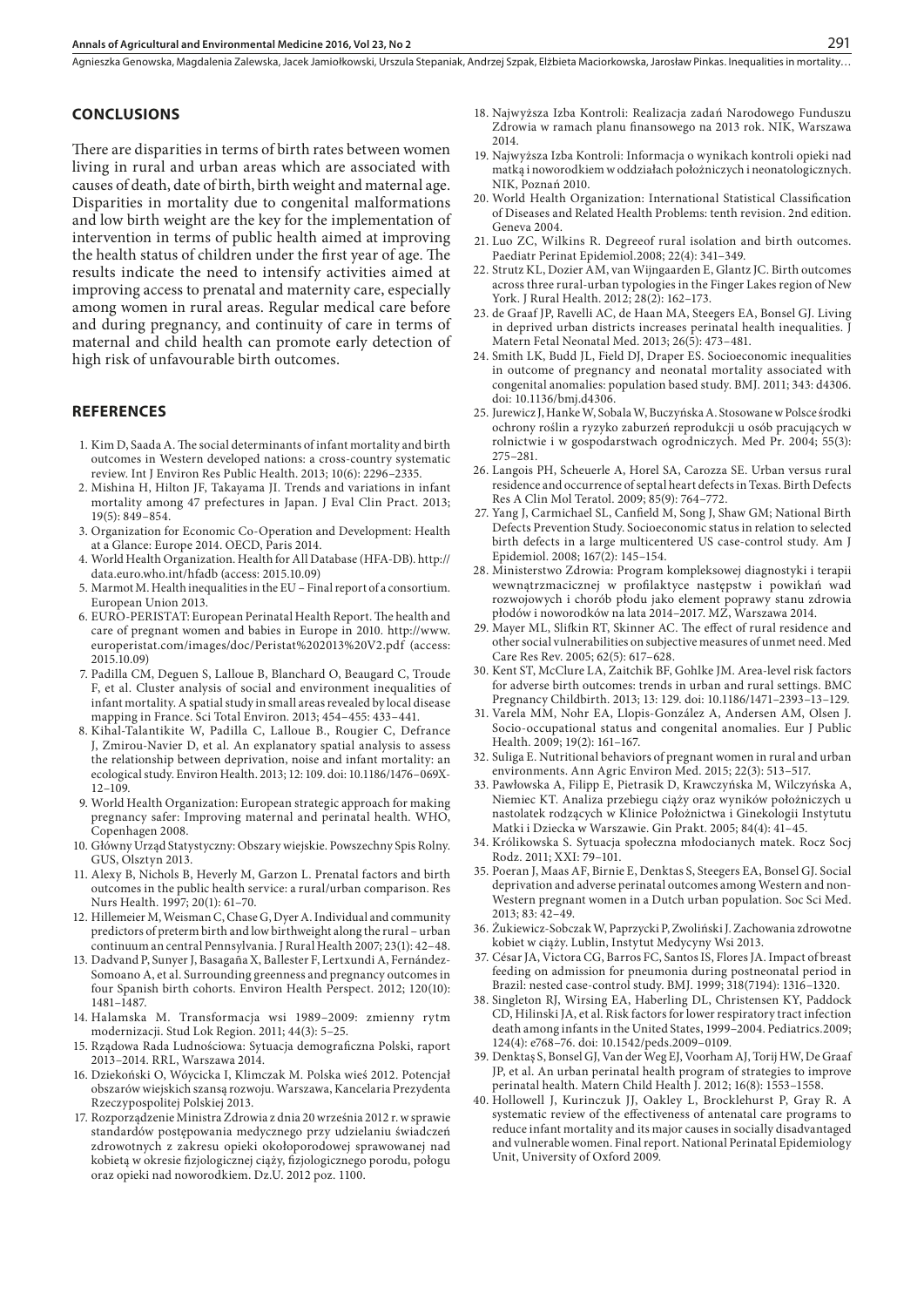## CONCLUSIONS

There are disparities in terms of birth rates between women living in rural and urban areas which are associated with causes of death, date of birth, birth weight and maternal age. Disparities in mortality due to congenital malformations and low birth weight are the key for the implementation of intervention in terms of public health aimed at improving the health status of children under the first year of age. The results indicate the need to intensify activities aimed at improving access to prenatal and maternity care, especially among women in rural areas. Regular medical care before and during pregnancy, and continuity of care in terms of maternal and child health can promote early detection of high risk of unfavourable birth outcomes.

## REFERENCES

1. Kim D, Saada A. The social determinants of infant mortality and birth outcomes in Western developed nations: a cross-country systematic review. Int J Environ Res Public Health. 2013; 10(6): 2296–2335.
2. Mishina H, Hilton JF, Takayama JI. Trends and variations in infant mortality among 47 prefectures in Japan. J Eval Clin Pract. 2013; 19(5): 849–854.
3. Organization for Economic Co-Operation and Development: Health at a Glance: Europe 2014. OECD, Paris 2014.
4. World Health Organization. Health for All Database (HFA-DB). http://data.euro.who.int/hfadb (access: 2015.10.09)
5. Marmot M. Health inequalities in the EU – Final report of a consortium. European Union 2013.
6. EURO-PERISTAT: European Perinatal Health Report. The health and care of pregnant women and babies in Europe in 2010. http://www.europeristat.com/images/doc/Peristat%202013%20V2.pdf (access: 2015.10.09)
7. Padilla CM, Deguen S, Lalloue B, Blanchard O, Beaugard C, Troude F, et al. Cluster analysis of social and environment inequalities of infant mortality. A spatial study in small areas revealed by local disease mapping in France. Sci Total Environ. 2013; 454–455: 433–441.
8. Kihal-Talantikite W, Padilla C, Lalloue B., Rougier C, Defrance J, Zmirou-Navier D, et al. An explanatory spatial analysis to assess the relationship between deprivation, noise and infant mortality: an ecological study. Environ Health. 2013; 12: 109. doi: 10.1186/1476–069X-12–109.
9. World Health Organization: European strategic approach for making pregnancy safer: Improving maternal and perinatal health. WHO, Copenhagen 2008.
10. Główny Urząd Statystyczny: Obszary wiejskie. Powszechny Spis Rolny. GUS, Olsztyn 2013.
11. Alexy B, Nichols B, Heverly M, Garzon L. Prenatal factors and birth outcomes in the public health service: a rural/urban comparison. Res Nurs Health. 1997; 20(1): 61–70.
12. Hillemeier M, Weisman C, Chase G, Dyer A. Individual and community predictors of preterm birth and low birthweight along the rural – urban continuum an central Pennsylvania. J Rural Health 2007; 23(1): 42–48.
13. Dadvand P, Sunyer J, Basagaña X, Ballester F, Lertxundi A, Fernández-Somoano A, et al. Surrounding greenness and pregnancy outcomes in four Spanish birth cohorts. Environ Health Perspect. 2012; 120(10): 1481–1487.
14. Halamska M. Transformacja wsi 1989–2009: zmienny rytm modernizacji. Stud Lok Region. 2011; 44(3): 5–25.
15. Rządowa Rada Ludnościowa: Sytuacja demograficzna Polski, raport 2013–2014. RRL, Warszawa 2014.
16. Dziekoński O, Wóycicka I, Klimczak M. Polska wieś 2012. Potencjał obszarów wiejskich szansą rozwoju. Warszawa, Kancelaria Prezydenta Rzeczypospolitej Polskiej 2013.
17. Rozporządzenie Ministra Zdrowia z dnia 20 września 2012 r. w sprawie standardów postępowania medycznego przy udzielaniu świadczeń zdrowotnych z zakresu opieki okołoporodowej sprawowanej nad kobietą w okresie fizjologicznej ciąży, fizjologicznego porodu, połogu oraz opieki nad noworodkiem. Dz.U. 2012 poz. 1100.
18. Najwyższa Izba Kontroli: Realizacja zadań Narodowego Funduszu Zdrowia w ramach planu finansowego na 2013 rok. NIK, Warszawa 2014.
19. Najwyższa Izba Kontroli: Informacja o wynikach kontroli opieki nad matką i noworodkiem w oddziałach położniczych i neonatologicznych. NIK, Poznań 2010.
20. World Health Organization: International Statistical Classification of Diseases and Related Health Problems: tenth revision. 2nd edition. Geneva 2004.
21. Luo ZC, Wilkins R. Degreeof rural isolation and birth outcomes. Paediatr Perinat Epidemiol.2008; 22(4): 341–349.
22. Strutz KL, Dozier AM, van Wijngaarden E, Glantz JC. Birth outcomes across three rural-urban typologies in the Finger Lakes region of New York. J Rural Health. 2012; 28(2): 162–173.
23. de Graaf JP, Ravelli AC, de Haan MA, Steegers EA, Bonsel GJ. Living in deprived urban districts increases perinatal health inequalities. J Matern Fetal Neonatal Med. 2013; 26(5): 473–481.
24. Smith LK, Budd JL, Field DJ, Draper ES. Socioeconomic inequalities in outcome of pregnancy and neonatal mortality associated with congenital anomalies: population based study. BMJ. 2011; 343: d4306. doi: 10.1136/bmj.d4306.
25. Jurewicz J, Hanke W, Sobala W, Buczyńska A. Stosowane w Polsce środki ochrony roślin a ryzyko zaburzeń reprodukcji u osób pracujących w rolnictwie i w gospodarstwach ogrodniczych. Med Pr. 2004; 55(3): 275–281.
26. Langois PH, Scheuerle A, Horel SA, Carozza SE. Urban versus rural residence and occurrence of septal heart defects in Texas. Birth Defects Res A Clin Mol Teratol. 2009; 85(9): 764–772.
27. Yang J, Carmichael SL, Canfield M, Song J, Shaw GM; National Birth Defects Prevention Study. Socioeconomic status in relation to selected birth defects in a large multicentered US case-control study. Am J Epidemiol. 2008; 167(2): 145–154.
28. Ministerstwo Zdrowia: Program kompleksowej diagnostyki i terapii wewnątrzmacicznej w profilaktyce następstw i powikłań wad rozwojowych i chorób płodu jako element poprawy stanu zdrowia płodów i noworodków na lata 2014–2017. MZ, Warszawa 2014.
29. Mayer ML, Slifkin RT, Skinner AC. The effect of rural residence and other social vulnerabilities on subjective measures of unmet need. Med Care Res Rev. 2005; 62(5): 617–628.
30. Kent ST, McClure LA, Zaitchik BF, Gohlke JM. Area-level risk factors for adverse birth outcomes: trends in urban and rural settings. BMC Pregnancy Childbirth. 2013; 13: 129. doi: 10.1186/1471–2393–13–129.
31. Varela MM, Nohr EA, Llopis-González A, Andersen AM, Olsen J. Socio-occupational status and congenital anomalies. Eur J Public Health. 2009; 19(2): 161–167.
32. Suliga E. Nutritional behaviors of pregnant women in rural and urban environments. Ann Agric Environ Med. 2015; 22(3): 513–517.
33. Pawłowska A, Filipp E, Pietrasik D, Krawczyńska M, Wilczyńska A, Niemiec KT. Analiza przebiegu ciąży oraz wyników położniczych u nastolatek rodzących w Klinice Położnictwa i Ginekologii Instytutu Matki i Dziecka w Warszawie. Gin Prakt. 2005; 84(4): 41–45.
34. Królikowska S. Sytuacja społeczna młodocianych matek. Rocz Socj Rodz. 2011; XXI: 79–101.
35. Poeran J, Maas AF, Birnie E, Denktas S, Steegers EA, Bonsel GJ. Social deprivation and adverse perinatal outcomes among Western and non-Western pregnant women in a Dutch urban population. Soc Sci Med. 2013; 83: 42–49.
36. Żukiewicz-Sobczak W, Paprzycki P, Zwoliński J. Zachowania zdrowotne kobiet w ciąży. Lublin, Instytut Medycyny Wsi 2013.
37. César JA, Victora CG, Barros FC, Santos IS, Flores JA. Impact of breast feeding on admission for pneumonia during postneonatal period in Brazil: nested case-control study. BMJ. 1999; 318(7194): 1316–1320.
38. Singleton RJ, Wirsing EA, Haberling DL, Christensen KY, Paddock CD, Hilinski JA, et al. Risk factors for lower respiratory tract infection death among infants in the United States, 1999–2004. Pediatrics.2009; 124(4): e768–76. doi: 10.1542/peds.2009–0109.
39. Denktaş S, Bonsel GJ, Van der Weg EJ, Voorham AJ, Torij HW, De Graaf JP, et al. An urban perinatal health program of strategies to improve perinatal health. Matern Child Health J. 2012; 16(8): 1553–1558.
40. Hollowell J, Kurinczuk JJ, Oakley L, Brocklehurst P, Gray R. A systematic review of the effectiveness of antenatal care programs to reduce infant mortality and its major causes in socially disadvantaged and vulnerable women. Final report. National Perinatal Epidemiology Unit, University of Oxford 2009.